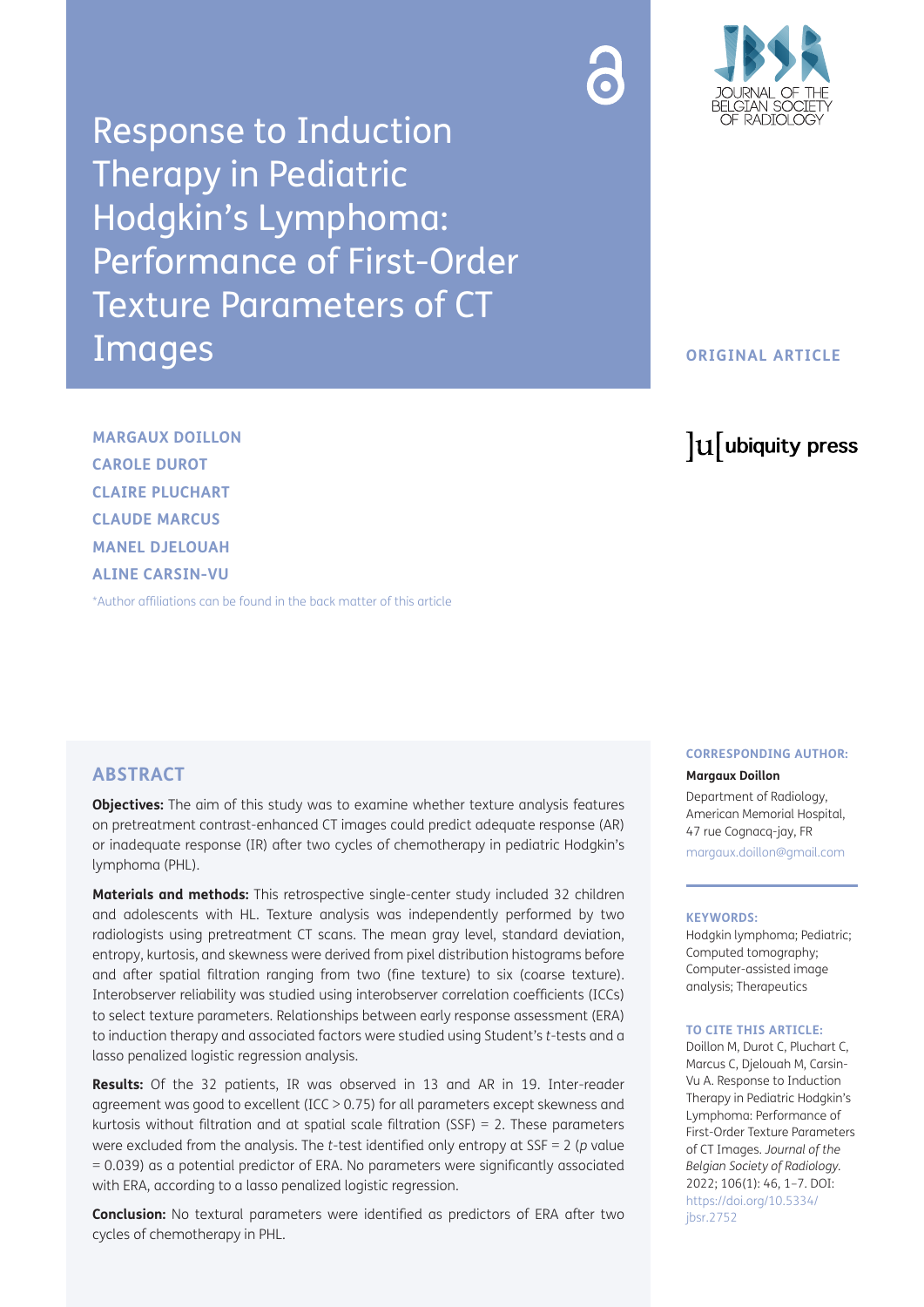# Response to Induction Therapy in Pediatric Hodgkin's Lymphoma: Performance of First-Order Texture Parameters of CT Images

**ORIGINAL ARTICLE**

**MARGAUX DOILLON**
**CAROLE DUROT**
**CLAIRE PLUCHART**
**CLAUDE MARCUS**
**MANEL DJELOUAH**
**ALINE CARSIN-VU**

*Author affiliations can be found in the back matter of this article

## ABSTRACT

**Objectives:** The aim of this study was to examine whether texture analysis features on pretreatment contrast-enhanced CT images could predict adequate response (AR) or inadequate response (IR) after two cycles of chemotherapy in pediatric Hodgkin's lymphoma (PHL).

**Materials and methods:** This retrospective single-center study included 32 children and adolescents with HL. Texture analysis was independently performed by two radiologists using pretreatment CT scans. The mean gray level, standard deviation, entropy, kurtosis, and skewness were derived from pixel distribution histograms before and after spatial filtration ranging from two (fine texture) to six (coarse texture). Interobserver reliability was studied using interobserver correlation coefficients (ICCs) to select texture parameters. Relationships between early response assessment (ERA) to induction therapy and associated factors were studied using Student's *t*-tests and a lasso penalized logistic regression analysis.

**Results:** Of the 32 patients, IR was observed in 13 and AR in 19. Inter-reader agreement was good to excellent (ICC > 0.75) for all parameters except skewness and kurtosis without filtration and at spatial scale filtration (SSF) = 2. These parameters were excluded from the analysis. The *t*-test identified only entropy at SSF = 2 (*p* value = 0.039) as a potential predictor of ERA. No parameters were significantly associated with ERA, according to a lasso penalized logistic regression.

**Conclusion:** No textural parameters were identified as predictors of ERA after two cycles of chemotherapy in PHL.

**CORRESPONDING AUTHOR:**

**Margaux Doillon**

Department of Radiology, American Memorial Hospital, 47 rue Cognacq-jay, FR

margaux.doillon@gmail.com

**KEYWORDS:**

Hodgkin lymphoma; Pediatric; Computed tomography; Computer-assisted image analysis; Therapeutics

**TO CITE THIS ARTICLE:**

Doillon M, Durot C, Pluchart C, Marcus C, Djelouah M, Carsin-Vu A. Response to Induction Therapy in Pediatric Hodgkin's Lymphoma: Performance of First-Order Texture Parameters of CT Images. *Journal of the Belgian Society of Radiology.* 2022; 106(1): 46, 1–7. DOI: https://doi.org/10.5334/jbsr.2752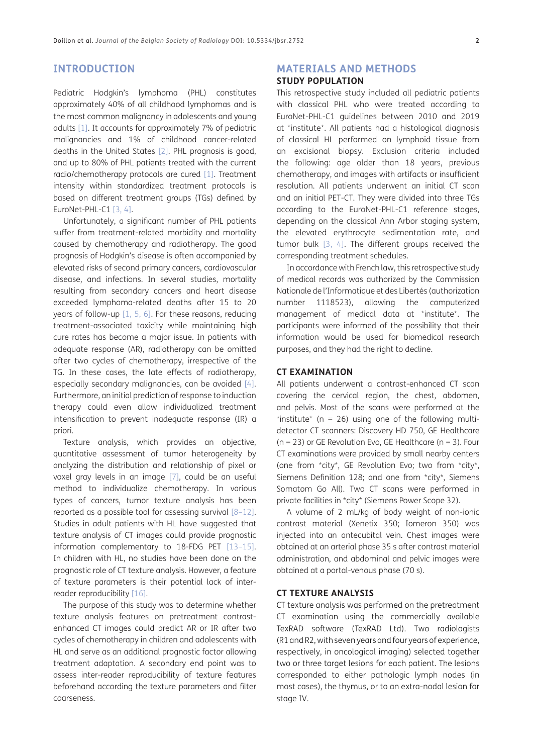## INTRODUCTION

Pediatric Hodgkin's lymphoma (PHL) constitutes approximately 40% of all childhood lymphomas and is the most common malignancy in adolescents and young adults [1]. It accounts for approximately 7% of pediatric malignancies and 1% of childhood cancer-related deaths in the United States [2]. PHL prognosis is good, and up to 80% of PHL patients treated with the current radio/chemotherapy protocols are cured [1]. Treatment intensity within standardized treatment protocols is based on different treatment groups (TGs) defined by EuroNet-PHL-C1 [3, 4].

Unfortunately, a significant number of PHL patients suffer from treatment-related morbidity and mortality caused by chemotherapy and radiotherapy. The good prognosis of Hodgkin's disease is often accompanied by elevated risks of second primary cancers, cardiovascular disease, and infections. In several studies, mortality resulting from secondary cancers and heart disease exceeded lymphoma-related deaths after 15 to 20 years of follow-up [1, 5, 6]. For these reasons, reducing treatment-associated toxicity while maintaining high cure rates has become a major issue. In patients with adequate response (AR), radiotherapy can be omitted after two cycles of chemotherapy, irrespective of the TG. In these cases, the late effects of radiotherapy, especially secondary malignancies, can be avoided [4]. Furthermore, an initial prediction of response to induction therapy could even allow individualized treatment intensification to prevent inadequate response (IR) a priori.

Texture analysis, which provides an objective, quantitative assessment of tumor heterogeneity by analyzing the distribution and relationship of pixel or voxel gray levels in an image [7], could be an useful method to individualize chemotherapy. In various types of cancers, tumor texture analysis has been reported as a possible tool for assessing survival [8–12]. Studies in adult patients with HL have suggested that texture analysis of CT images could provide prognostic information complementary to 18-FDG PET [13–15]. In children with HL, no studies have been done on the prognostic role of CT texture analysis. However, a feature of texture parameters is their potential lack of inter-reader reproducibility [16].

The purpose of this study was to determine whether texture analysis features on pretreatment contrast-enhanced CT images could predict AR or IR after two cycles of chemotherapy in children and adolescents with HL and serve as an additional prognostic factor allowing treatment adaptation. A secondary end point was to assess inter-reader reproducibility of texture features beforehand according the texture parameters and filter coarseness.

## MATERIALS AND METHODS

### STUDY POPULATION

This retrospective study included all pediatric patients with classical PHL who were treated according to EuroNet-PHL-C1 guidelines between 2010 and 2019 at *institute*. All patients had a histological diagnosis of classical HL performed on lymphoid tissue from an excisional biopsy. Exclusion criteria included the following: age older than 18 years, previous chemotherapy, and images with artifacts or insufficient resolution. All patients underwent an initial CT scan and an initial PET-CT. They were divided into three TGs according to the EuroNet-PHL-C1 reference stages, depending on the classical Ann Arbor staging system, the elevated erythrocyte sedimentation rate, and tumor bulk [3, 4]. The different groups received the corresponding treatment schedules.

In accordance with French law, this retrospective study of medical records was authorized by the Commission Nationale de l'Informatique et des Libertés (authorization number 1118523), allowing the computerized management of medical data at *institute*. The participants were informed of the possibility that their information would be used for biomedical research purposes, and they had the right to decline.

### CT EXAMINATION

All patients underwent a contrast-enhanced CT scan covering the cervical region, the chest, abdomen, and pelvis. Most of the scans were performed at the *institute* (n = 26) using one of the following multi-detector CT scanners: Discovery HD 750, GE Healthcare (n = 23) or GE Revolution Evo, GE Healthcare (n = 3). Four CT examinations were provided by small nearby centers (one from *city*, GE Revolution Evo; two from *city*, Siemens Definition 128; and one from *city*, Siemens Somatom Go All). Two CT scans were performed in private facilities in *city* (Siemens Power Scope 32).

A volume of 2 mL/kg of body weight of non-ionic contrast material (Xenetix 350; Iomeron 350) was injected into an antecubital vein. Chest images were obtained at an arterial phase 35 s after contrast material administration, and abdominal and pelvic images were obtained at a portal-venous phase (70 s).

### CT TEXTURE ANALYSIS

CT texture analysis was performed on the pretreatment CT examination using the commercially available TexRAD software (TexRAD Ltd). Two radiologists (R1 and R2, with seven years and four years of experience, respectively, in oncological imaging) selected together two or three target lesions for each patient. The lesions corresponded to either pathologic lymph nodes (in most cases), the thymus, or to an extra-nodal lesion for stage IV.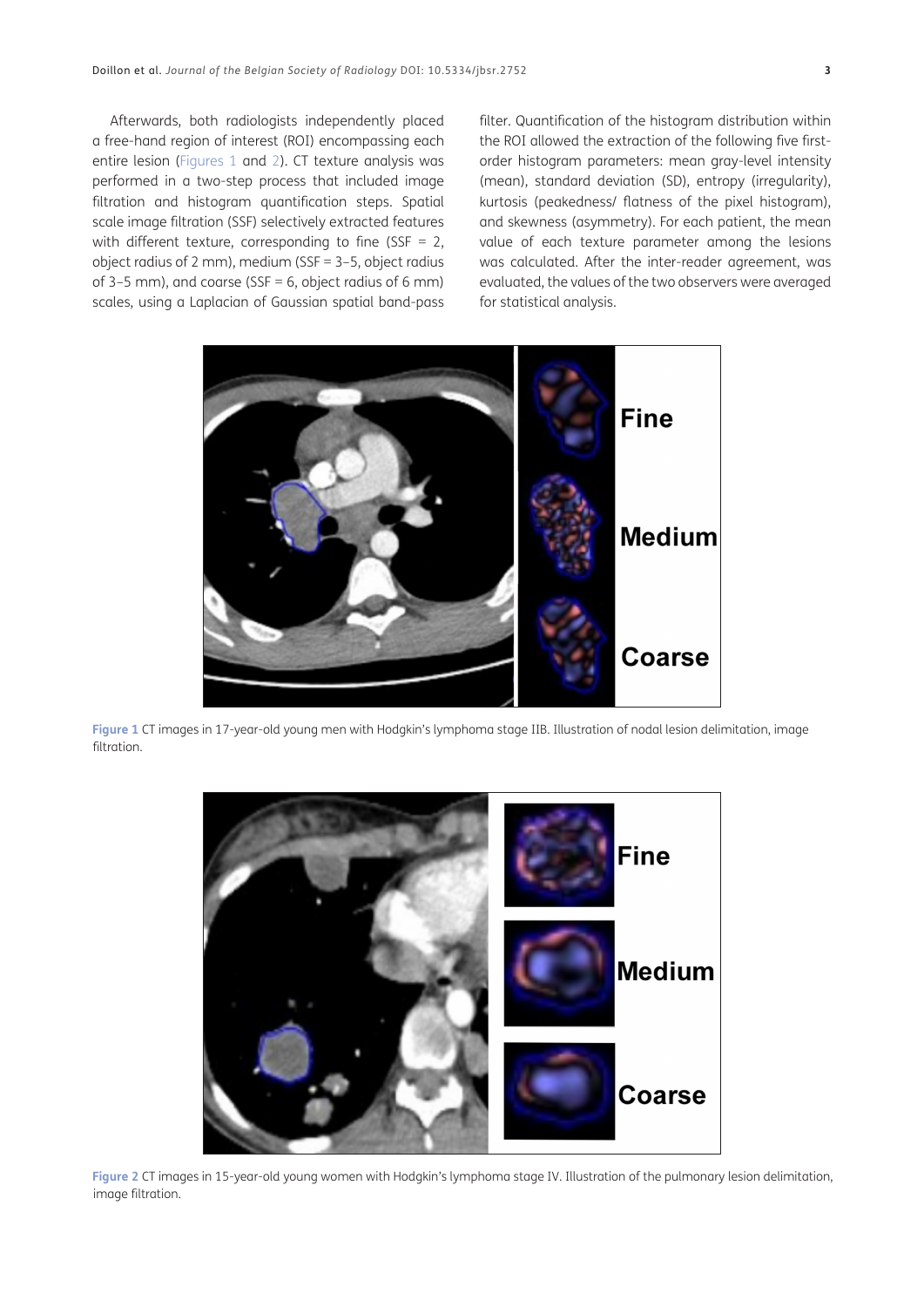Afterwards, both radiologists independently placed a free-hand region of interest (ROI) encompassing each entire lesion (Figures 1 and 2). CT texture analysis was performed in a two-step process that included image filtration and histogram quantification steps. Spatial scale image filtration (SSF) selectively extracted features with different texture, corresponding to fine (SSF = 2, object radius of 2 mm), medium (SSF = 3–5, object radius of 3–5 mm), and coarse (SSF = 6, object radius of 6 mm) scales, using a Laplacian of Gaussian spatial band-pass filter. Quantification of the histogram distribution within the ROI allowed the extraction of the following five first-order histogram parameters: mean gray-level intensity (mean), standard deviation (SD), entropy (irregularity), kurtosis (peakedness/ flatness of the pixel histogram), and skewness (asymmetry). For each patient, the mean value of each texture parameter among the lesions was calculated. After the inter-reader agreement, was evaluated, the values of the two observers were averaged for statistical analysis.

**Figure 1** CT images in 17-year-old young men with Hodgkin's lymphoma stage IIB. Illustration of nodal lesion delimitation, image filtration.

**Figure 2** CT images in 15-year-old young women with Hodgkin's lymphoma stage IV. Illustration of the pulmonary lesion delimitation, image filtration.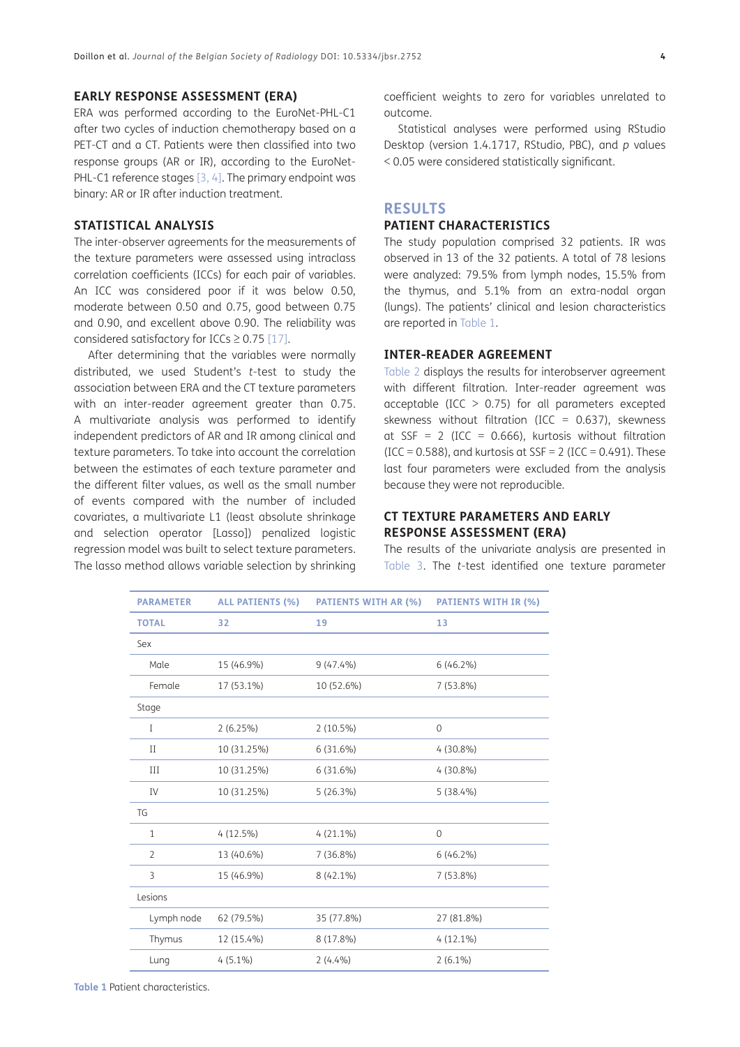### EARLY RESPONSE ASSESSMENT (ERA)

ERA was performed according to the EuroNet-PHL-C1 after two cycles of induction chemotherapy based on a PET-CT and a CT. Patients were then classified into two response groups (AR or IR), according to the EuroNet-PHL-C1 reference stages [3, 4]. The primary endpoint was binary: AR or IR after induction treatment.

### STATISTICAL ANALYSIS

The inter-observer agreements for the measurements of the texture parameters were assessed using intraclass correlation coefficients (ICCs) for each pair of variables. An ICC was considered poor if it was below 0.50, moderate between 0.50 and 0.75, good between 0.75 and 0.90, and excellent above 0.90. The reliability was considered satisfactory for ICCs ≥ 0.75 [17].

After determining that the variables were normally distributed, we used Student's *t*-test to study the association between ERA and the CT texture parameters with an inter-reader agreement greater than 0.75. A multivariate analysis was performed to identify independent predictors of AR and IR among clinical and texture parameters. To take into account the correlation between the estimates of each texture parameter and the different filter values, as well as the small number of events compared with the number of included covariates, a multivariate L1 (least absolute shrinkage and selection operator [Lasso]) penalized logistic regression model was built to select texture parameters. The lasso method allows variable selection by shrinking coefficient weights to zero for variables unrelated to outcome.

Statistical analyses were performed using RStudio Desktop (version 1.4.1717, RStudio, PBC), and *p* values < 0.05 were considered statistically significant.

## RESULTS

### PATIENT CHARACTERISTICS

The study population comprised 32 patients. IR was observed in 13 of the 32 patients. A total of 78 lesions were analyzed: 79.5% from lymph nodes, 15.5% from the thymus, and 5.1% from an extra-nodal organ (lungs). The patients' clinical and lesion characteristics are reported in Table 1.

### INTER-READER AGREEMENT

Table 2 displays the results for interobserver agreement with different filtration. Inter-reader agreement was acceptable (ICC > 0.75) for all parameters excepted skewness without filtration (ICC = 0.637), skewness at SSF = 2 (ICC = 0.666), kurtosis without filtration (ICC = 0.588), and kurtosis at SSF = 2 (ICC = 0.491). These last four parameters were excluded from the analysis because they were not reproducible.

### CT TEXTURE PARAMETERS AND EARLY RESPONSE ASSESSMENT (ERA)

The results of the univariate analysis are presented in Table 3. The *t*-test identified one texture parameter

| PARAMETER | ALL PATIENTS (%) | PATIENTS WITH AR (%) | PATIENTS WITH IR (%) |
|---|---|---|---|
| **TOTAL** | **32** | **19** | **13** |
| Sex | | | |
| Male | 15 (46.9%) | 9 (47.4%) | 6 (46.2%) |
| Female | 17 (53.1%) | 10 (52.6%) | 7 (53.8%) |
| Stage | | | |
| I | 2 (6.25%) | 2 (10.5%) | 0 |
| II | 10 (31.25%) | 6 (31.6%) | 4 (30.8%) |
| III | 10 (31.25%) | 6 (31.6%) | 4 (30.8%) |
| IV | 10 (31.25%) | 5 (26.3%) | 5 (38.4%) |
| TG | | | |
| 1 | 4 (12.5%) | 4 (21.1%) | 0 |
| 2 | 13 (40.6%) | 7 (36.8%) | 6 (46.2%) |
| 3 | 15 (46.9%) | 8 (42.1%) | 7 (53.8%) |
| Lesions | | | |
| Lymph node | 62 (79.5%) | 35 (77.8%) | 27 (81.8%) |
| Thymus | 12 (15.4%) | 8 (17.8%) | 4 (12.1%) |
| Lung | 4 (5.1%) | 2 (4.4%) | 2 (6.1%) |

**Table 1** Patient characteristics.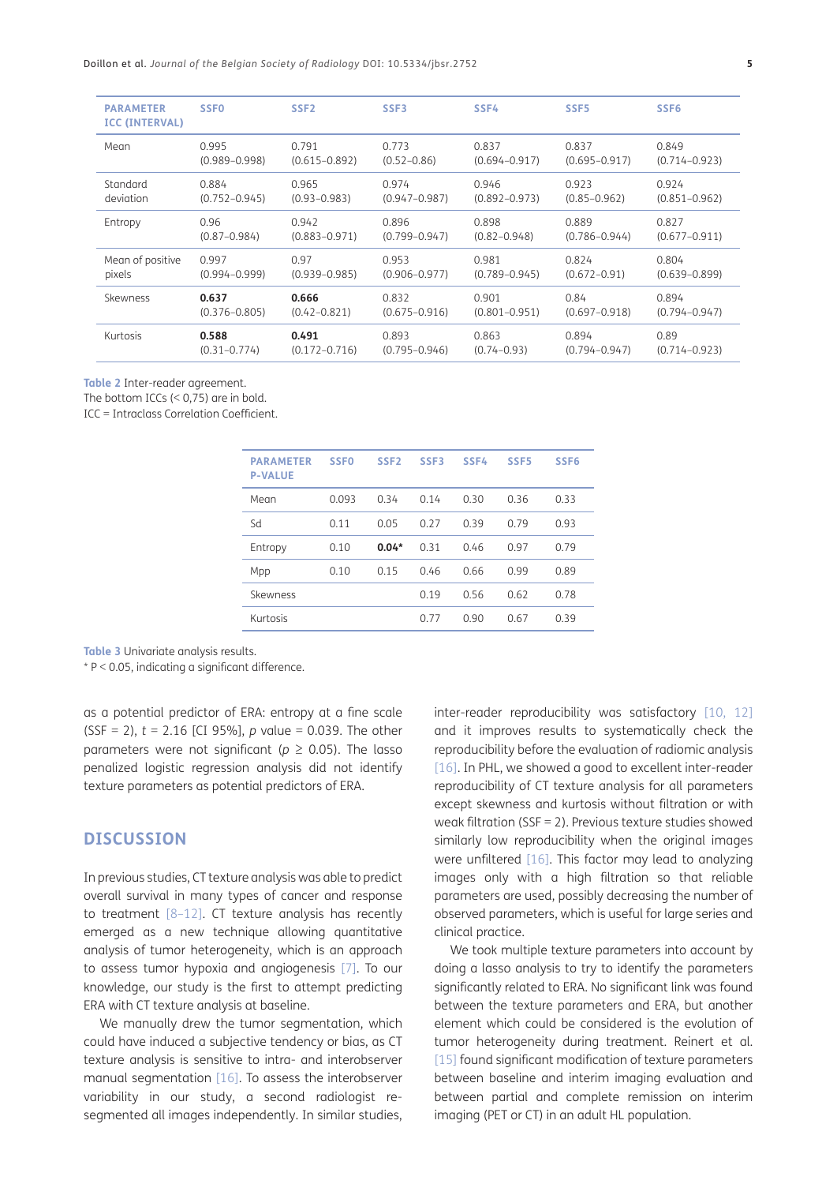| PARAMETER ICC (INTERVAL) | SSF0 | SSF2 | SSF3 | SSF4 | SSF5 | SSF6 |
|---|---|---|---|---|---|---|
| Mean | 0.995 (0.989–0.998) | 0.791 (0.615–0.892) | 0.773 (0.52–0.86) | 0.837 (0.694–0.917) | 0.837 (0.695–0.917) | 0.849 (0.714–0.923) |
| Standard deviation | 0.884 (0.752–0.945) | 0.965 (0.93–0.983) | 0.974 (0.947–0.987) | 0.946 (0.892–0.973) | 0.923 (0.85–0.962) | 0.924 (0.851–0.962) |
| Entropy | 0.96 (0.87–0.984) | 0.942 (0.883–0.971) | 0.896 (0.799–0.947) | 0.898 (0.82–0.948) | 0.889 (0.786–0.944) | 0.827 (0.677–0.911) |
| Mean of positive pixels | 0.997 (0.994–0.999) | 0.97 (0.939–0.985) | 0.953 (0.906–0.977) | 0.981 (0.789–0.945) | 0.824 (0.672–0.91) | 0.804 (0.639–0.899) |
| Skewness | **0.637** (0.376–0.805) | **0.666** (0.42–0.821) | 0.832 (0.675–0.916) | 0.901 (0.801–0.951) | 0.84 (0.697–0.918) | 0.894 (0.794–0.947) |
| Kurtosis | **0.588** (0.31–0.774) | **0.491** (0.172–0.716) | 0.893 (0.795–0.946) | 0.863 (0.74–0.93) | 0.894 (0.794–0.947) | 0.89 (0.714–0.923) |

**Table 2** Inter-reader agreement.
The bottom ICCs (< 0,75) are in bold.
ICC = Intraclass Correlation Coefficient.

| PARAMETER P-VALUE | SSF0 | SSF2 | SSF3 | SSF4 | SSF5 | SSF6 |
|---|---|---|---|---|---|---|
| Mean | 0.093 | 0.34 | 0.14 | 0.30 | 0.36 | 0.33 |
| Sd | 0.11 | 0.05 | 0.27 | 0.39 | 0.79 | 0.93 |
| Entropy | 0.10 | **0.04*** | 0.31 | 0.46 | 0.97 | 0.79 |
| Mpp | 0.10 | 0.15 | 0.46 | 0.66 | 0.99 | 0.89 |
| Skewness | | | 0.19 | 0.56 | 0.62 | 0.78 |
| Kurtosis | | | 0.77 | 0.90 | 0.67 | 0.39 |

**Table 3** Univariate analysis results.
* P < 0.05, indicating a significant difference.

as a potential predictor of ERA: entropy at a fine scale (SSF = 2), $t = 2.16$ [CI 95%], $p$ value = 0.039. The other parameters were not significant ($p \geq 0.05$). The lasso penalized logistic regression analysis did not identify texture parameters as potential predictors of ERA.

## DISCUSSION

In previous studies, CT texture analysis was able to predict overall survival in many types of cancer and response to treatment [8–12]. CT texture analysis has recently emerged as a new technique allowing quantitative analysis of tumor heterogeneity, which is an approach to assess tumor hypoxia and angiogenesis [7]. To our knowledge, our study is the first to attempt predicting ERA with CT texture analysis at baseline.

We manually drew the tumor segmentation, which could have induced a subjective tendency or bias, as CT texture analysis is sensitive to intra- and interobserver manual segmentation [16]. To assess the interobserver variability in our study, a second radiologist re-segmented all images independently. In similar studies, inter-reader reproducibility was satisfactory [10, 12] and it improves results to systematically check the reproducibility before the evaluation of radiomic analysis [16]. In PHL, we showed a good to excellent inter-reader reproducibility of CT texture analysis for all parameters except skewness and kurtosis without filtration or with weak filtration (SSF = 2). Previous texture studies showed similarly low reproducibility when the original images were unfiltered [16]. This factor may lead to analyzing images only with a high filtration so that reliable parameters are used, possibly decreasing the number of observed parameters, which is useful for large series and clinical practice.

We took multiple texture parameters into account by doing a lasso analysis to try to identify the parameters significantly related to ERA. No significant link was found between the texture parameters and ERA, but another element which could be considered is the evolution of tumor heterogeneity during treatment. Reinert et al. [15] found significant modification of texture parameters between baseline and interim imaging evaluation and between partial and complete remission on interim imaging (PET or CT) in an adult HL population.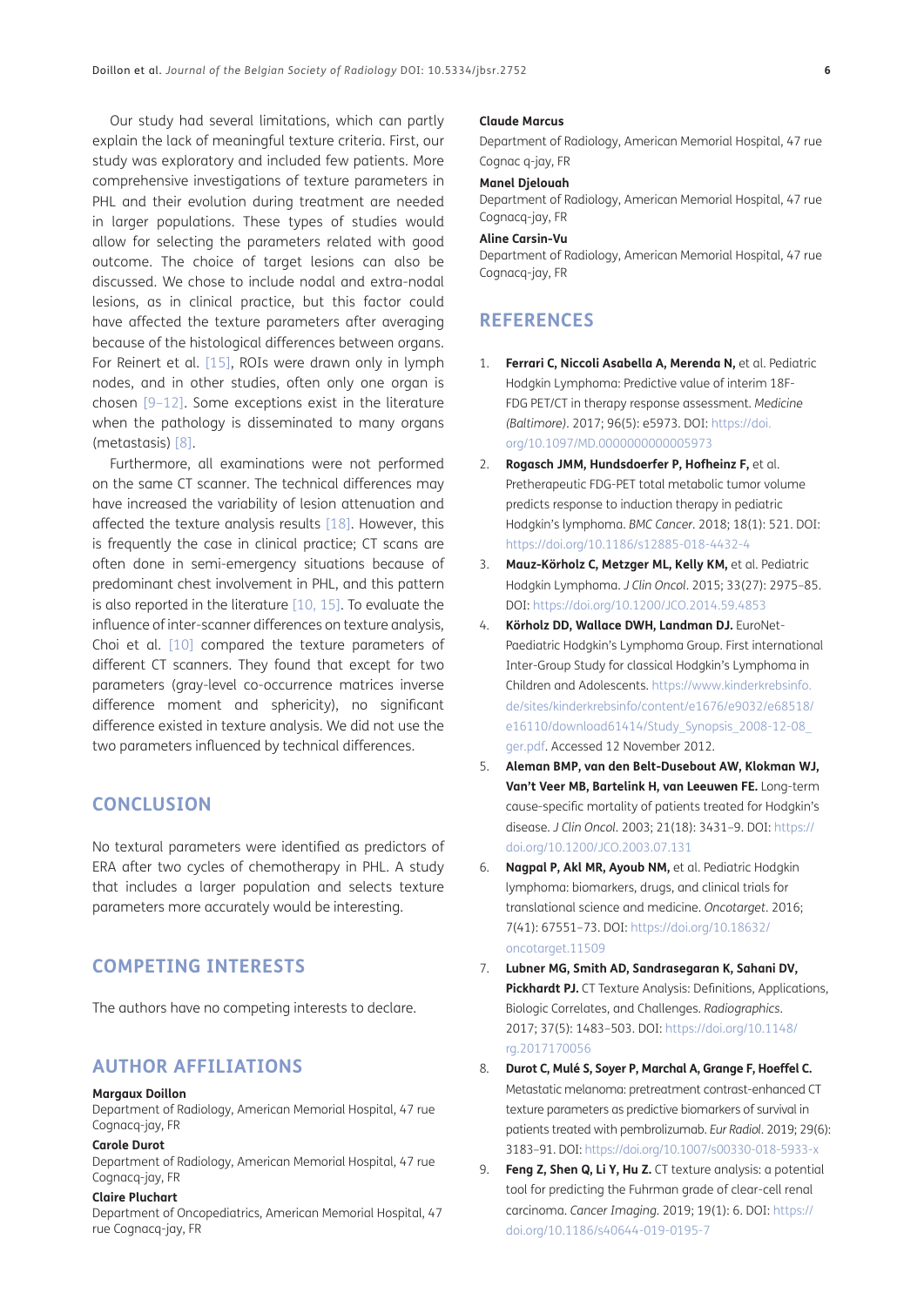Our study had several limitations, which can partly explain the lack of meaningful texture criteria. First, our study was exploratory and included few patients. More comprehensive investigations of texture parameters in PHL and their evolution during treatment are needed in larger populations. These types of studies would allow for selecting the parameters related with good outcome. The choice of target lesions can also be discussed. We chose to include nodal and extra-nodal lesions, as in clinical practice, but this factor could have affected the texture parameters after averaging because of the histological differences between organs. For Reinert et al. [15], ROIs were drawn only in lymph nodes, and in other studies, often only one organ is chosen [9–12]. Some exceptions exist in the literature when the pathology is disseminated to many organs (metastasis) [8].

Furthermore, all examinations were not performed on the same CT scanner. The technical differences may have increased the variability of lesion attenuation and affected the texture analysis results [18]. However, this is frequently the case in clinical practice; CT scans are often done in semi-emergency situations because of predominant chest involvement in PHL, and this pattern is also reported in the literature [10, 15]. To evaluate the influence of inter-scanner differences on texture analysis, Choi et al. [10] compared the texture parameters of different CT scanners. They found that except for two parameters (gray-level co-occurrence matrices inverse difference moment and sphericity), no significant difference existed in texture analysis. We did not use the two parameters influenced by technical differences.

## CONCLUSION

No textural parameters were identified as predictors of ERA after two cycles of chemotherapy in PHL. A study that includes a larger population and selects texture parameters more accurately would be interesting.

## COMPETING INTERESTS

The authors have no competing interests to declare.

## AUTHOR AFFILIATIONS

**Margaux Doillon**
Department of Radiology, American Memorial Hospital, 47 rue Cognacq-jay, FR

**Carole Durot**
Department of Radiology, American Memorial Hospital, 47 rue Cognacq-jay, FR

**Claire Pluchart**
Department of Oncopediatrics, American Memorial Hospital, 47 rue Cognacq-jay, FR

**Claude Marcus**
Department of Radiology, American Memorial Hospital, 47 rue Cognac q-jay, FR

**Manel Djelouah**
Department of Radiology, American Memorial Hospital, 47 rue Cognacq-jay, FR

**Aline Carsin-Vu**
Department of Radiology, American Memorial Hospital, 47 rue Cognacq-jay, FR

## REFERENCES

1. **Ferrari C, Niccoli Asabella A, Merenda N,** et al. Pediatric Hodgkin Lymphoma: Predictive value of interim 18F-FDG PET/CT in therapy response assessment. *Medicine (Baltimore)*. 2017; 96(5): e5973. DOI: https://doi.org/10.1097/MD.0000000000005973
2. **Rogasch JMM, Hundsdoerfer P, Hofheinz F,** et al. Pretherapeutic FDG-PET total metabolic tumor volume predicts response to induction therapy in pediatric Hodgkin's lymphoma. *BMC Cancer*. 2018; 18(1): 521. DOI: https://doi.org/10.1186/s12885-018-4432-4
3. **Mauz-Körholz C, Metzger ML, Kelly KM,** et al. Pediatric Hodgkin Lymphoma. *J Clin Oncol*. 2015; 33(27): 2975–85. DOI: https://doi.org/10.1200/JCO.2014.59.4853
4. **Körholz DD, Wallace DWH, Landman DJ.** EuroNet-Paediatric Hodgkin's Lymphoma Group. First international Inter-Group Study for classical Hodgkin's Lymphoma in Children and Adolescents. https://www.kinderkrebsinfo.de/sites/kinderkrebsinfo/content/e1676/e9032/e68518/e16110/download61414/Study_Synopsis_2008-12-08_ger.pdf. Accessed 12 November 2012.
5. **Aleman BMP, van den Belt-Dusebout AW, Klokman WJ, Van't Veer MB, Bartelink H, van Leeuwen FE.** Long-term cause-specific mortality of patients treated for Hodgkin's disease. *J Clin Oncol*. 2003; 21(18): 3431–9. DOI: https://doi.org/10.1200/JCO.2003.07.131
6. **Nagpal P, Akl MR, Ayoub NM,** et al. Pediatric Hodgkin lymphoma: biomarkers, drugs, and clinical trials for translational science and medicine. *Oncotarget*. 2016; 7(41): 67551–73. DOI: https://doi.org/10.18632/oncotarget.11509
7. **Lubner MG, Smith AD, Sandrasegaran K, Sahani DV, Pickhardt PJ.** CT Texture Analysis: Definitions, Applications, Biologic Correlates, and Challenges. *Radiographics*. 2017; 37(5): 1483–503. DOI: https://doi.org/10.1148/rg.2017170056
8. **Durot C, Mulé S, Soyer P, Marchal A, Grange F, Hoeffel C.** Metastatic melanoma: pretreatment contrast-enhanced CT texture parameters as predictive biomarkers of survival in patients treated with pembrolizumab. *Eur Radiol*. 2019; 29(6): 3183–91. DOI: https://doi.org/10.1007/s00330-018-5933-x
9. **Feng Z, Shen Q, Li Y, Hu Z.** CT texture analysis: a potential tool for predicting the Fuhrman grade of clear-cell renal carcinoma. *Cancer Imaging*. 2019; 19(1): 6. DOI: https://doi.org/10.1186/s40644-019-0195-7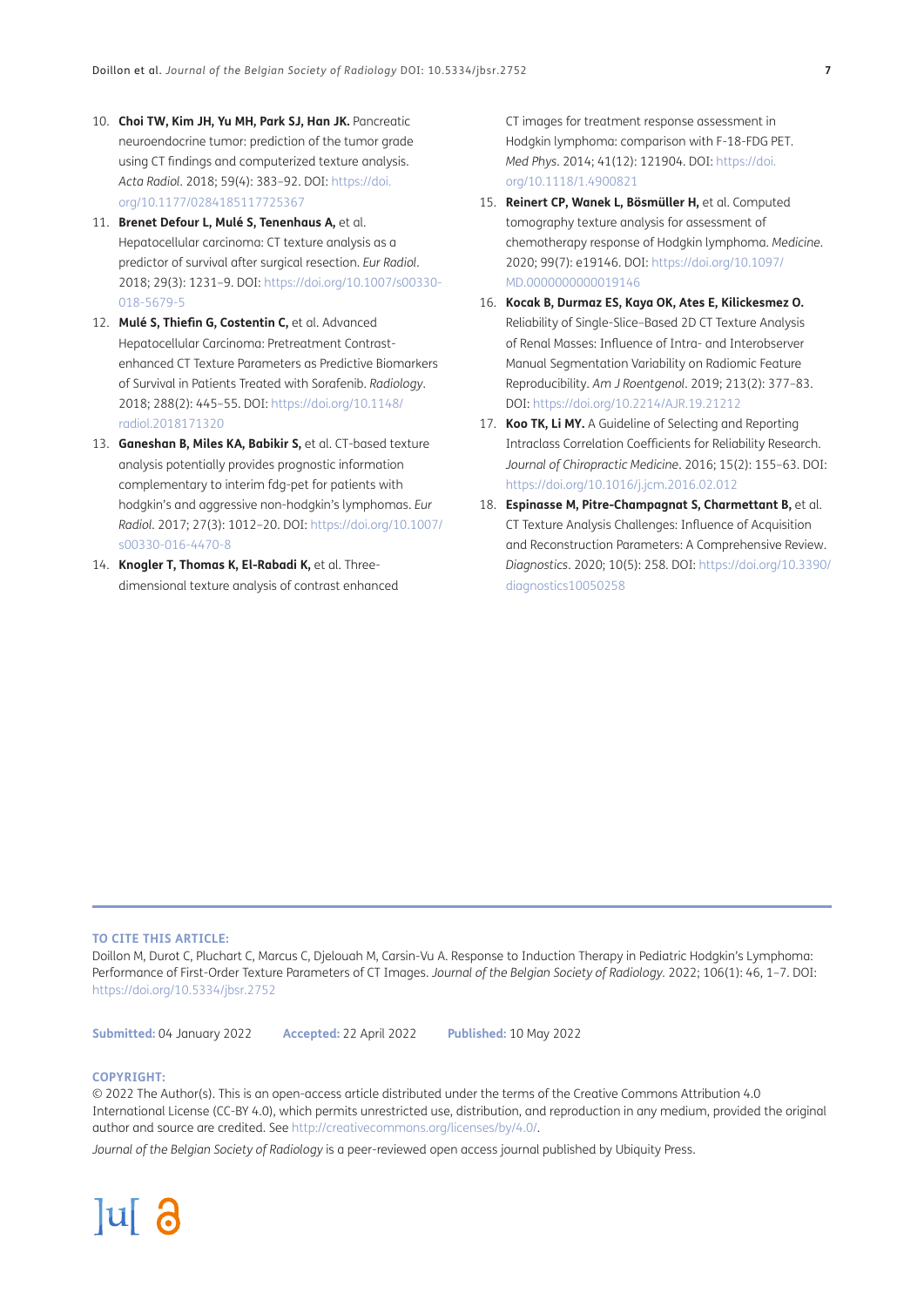10. **Choi TW, Kim JH, Yu MH, Park SJ, Han JK.** Pancreatic neuroendocrine tumor: prediction of the tumor grade using CT findings and computerized texture analysis. *Acta Radiol*. 2018; 59(4): 383–92. DOI: https://doi.org/10.1177/0284185117725367
11. **Brenet Defour L, Mulé S, Tenenhaus A,** et al. Hepatocellular carcinoma: CT texture analysis as a predictor of survival after surgical resection. *Eur Radiol*. 2018; 29(3): 1231–9. DOI: https://doi.org/10.1007/s00330-018-5679-5
12. **Mulé S, Thiefin G, Costentin C,** et al. Advanced Hepatocellular Carcinoma: Pretreatment Contrast-enhanced CT Texture Parameters as Predictive Biomarkers of Survival in Patients Treated with Sorafenib. *Radiology*. 2018; 288(2): 445–55. DOI: https://doi.org/10.1148/radiol.2018171320
13. **Ganeshan B, Miles KA, Babikir S,** et al. CT-based texture analysis potentially provides prognostic information complementary to interim fdg-pet for patients with hodgkin's and aggressive non-hodgkin's lymphomas. *Eur Radiol*. 2017; 27(3): 1012–20. DOI: https://doi.org/10.1007/s00330-016-4470-8
14. **Knogler T, Thomas K, El-Rabadi K,** et al. Three-dimensional texture analysis of contrast enhanced CT images for treatment response assessment in Hodgkin lymphoma: comparison with F-18-FDG PET. *Med Phys*. 2014; 41(12): 121904. DOI: https://doi.org/10.1118/1.4900821
15. **Reinert CP, Wanek L, Bösmüller H,** et al. Computed tomography texture analysis for assessment of chemotherapy response of Hodgkin lymphoma. *Medicine*. 2020; 99(7): e19146. DOI: https://doi.org/10.1097/MD.0000000000019146
16. **Kocak B, Durmaz ES, Kaya OK, Ates E, Kilickesmez O.** Reliability of Single-Slice–Based 2D CT Texture Analysis of Renal Masses: Influence of Intra- and Interobserver Manual Segmentation Variability on Radiomic Feature Reproducibility. *Am J Roentgenol*. 2019; 213(2): 377–83. DOI: https://doi.org/10.2214/AJR.19.21212
17. **Koo TK, Li MY.** A Guideline of Selecting and Reporting Intraclass Correlation Coefficients for Reliability Research. *Journal of Chiropractic Medicine*. 2016; 15(2): 155–63. DOI: https://doi.org/10.1016/j.jcm.2016.02.012
18. **Espinasse M, Pitre-Champagnat S, Charmettant B,** et al. CT Texture Analysis Challenges: Influence of Acquisition and Reconstruction Parameters: A Comprehensive Review. *Diagnostics*. 2020; 10(5): 258. DOI: https://doi.org/10.3390/diagnostics10050258

**TO CITE THIS ARTICLE:**

Doillon M, Durot C, Pluchart C, Marcus C, Djelouah M, Carsin-Vu A. Response to Induction Therapy in Pediatric Hodgkin's Lymphoma: Performance of First-Order Texture Parameters of CT Images. *Journal of the Belgian Society of Radiology*. 2022; 106(1): 46, 1–7. DOI: https://doi.org/10.5334/jbsr.2752

**Submitted:** 04 January 2022 **Accepted:** 22 April 2022 **Published:** 10 May 2022

**COPYRIGHT:**

© 2022 The Author(s). This is an open-access article distributed under the terms of the Creative Commons Attribution 4.0 International License (CC-BY 4.0), which permits unrestricted use, distribution, and reproduction in any medium, provided the original author and source are credited. See http://creativecommons.org/licenses/by/4.0/.

*Journal of the Belgian Society of Radiology* is a peer-reviewed open access journal published by Ubiquity Press.